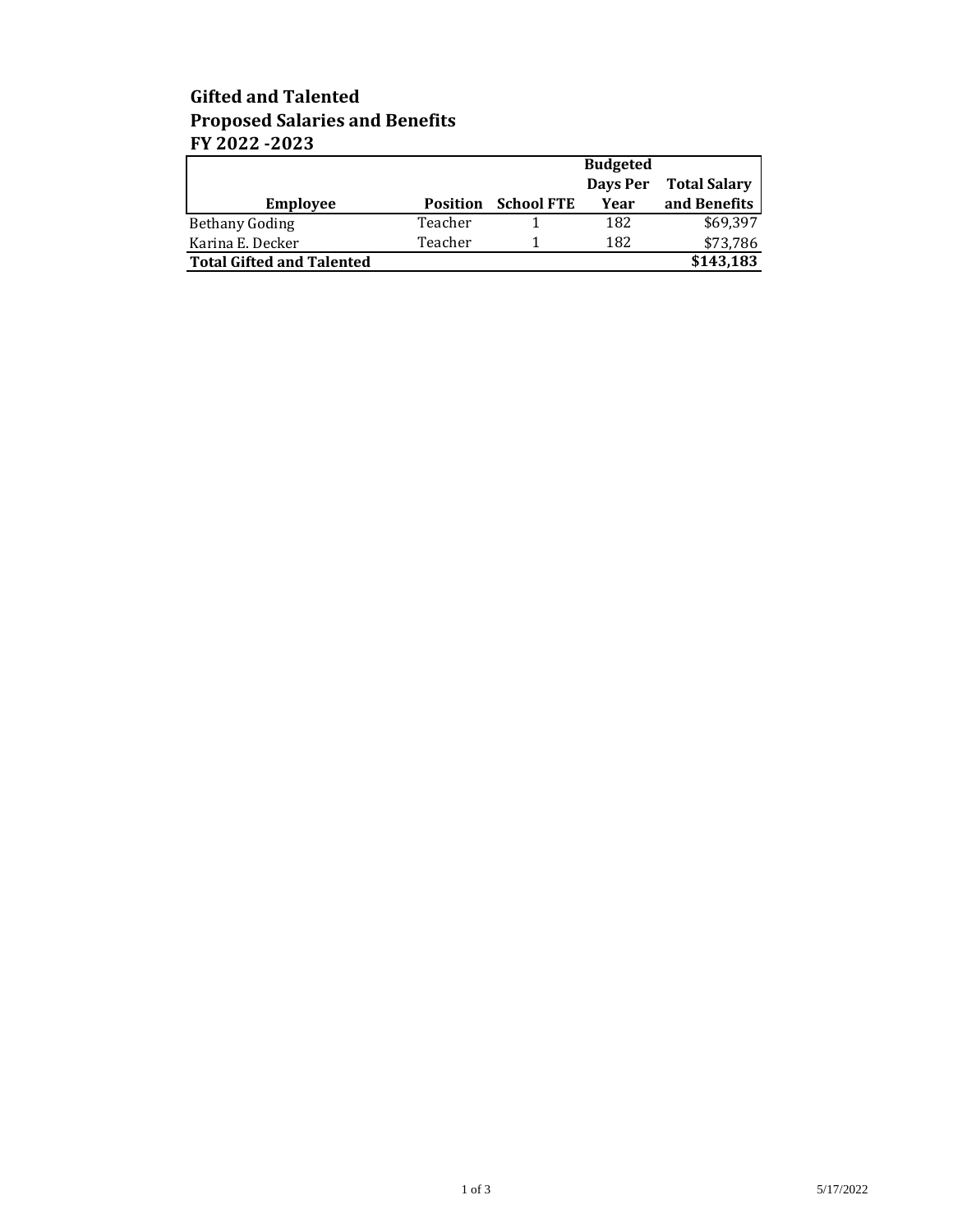**Gifted and Talented**
**Proposed Salaries and Benefits**
**FY 2022 -2023**

| Employee | Position | School FTE | Budgeted Days Per Year | Total Salary and Benefits |
|---|---|---|---|---|
| Bethany Goding | Teacher | 1 | 182 | $69,397 |
| Karina E. Decker | Teacher | 1 | 182 | $73,786 |
| **Total Gifted and Talented** | | | | **$143,183** |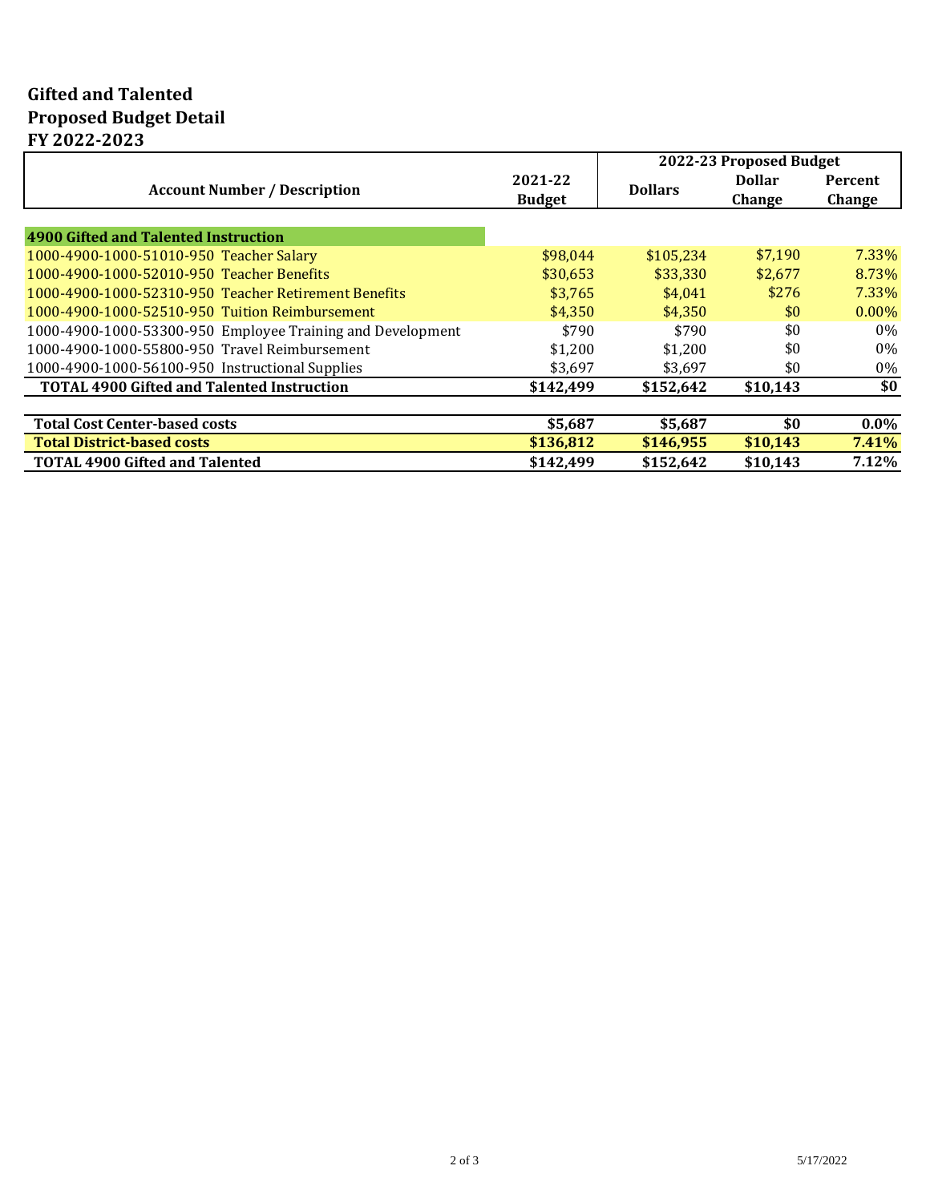**Gifted and Talented**
**Proposed Budget Detail**
**FY 2022-2023**

| Account Number / Description | 2021-22 Budget | 2022-23 Proposed Budget | | |
|---|---|---|---|---|
| | | Dollars | Dollar Change | Percent Change |
| **4900 Gifted and Talented Instruction** | | | | |
| 1000-4900-1000-51010-950 Teacher Salary | $98,044 | $105,234 | $7,190 | 7.33% |
| 1000-4900-1000-52010-950 Teacher Benefits | $30,653 | $33,330 | $2,677 | 8.73% |
| 1000-4900-1000-52310-950 Teacher Retirement Benefits | $3,765 | $4,041 | $276 | 7.33% |
| 1000-4900-1000-52510-950 Tuition Reimbursement | $4,350 | $4,350 | $0 | 0.00% |
| 1000-4900-1000-53300-950 Employee Training and Development | $790 | $790 | $0 | 0% |
| 1000-4900-1000-55800-950 Travel Reimbursement | $1,200 | $1,200 | $0 | 0% |
| 1000-4900-1000-56100-950 Instructional Supplies | $3,697 | $3,697 | $0 | 0% |
| **TOTAL 4900 Gifted and Talented Instruction** | **$142,499** | **$152,642** | **$10,143** | **$0** |
| | | | | |
| **Total Cost Center-based costs** | **$5,687** | **$5,687** | **$0** | **0.0%** |
| **Total District-based costs** | **$136,812** | **$146,955** | **$10,143** | **7.41%** |
| **TOTAL 4900 Gifted and Talented** | **$142,499** | **$152,642** | **$10,143** | **7.12%** |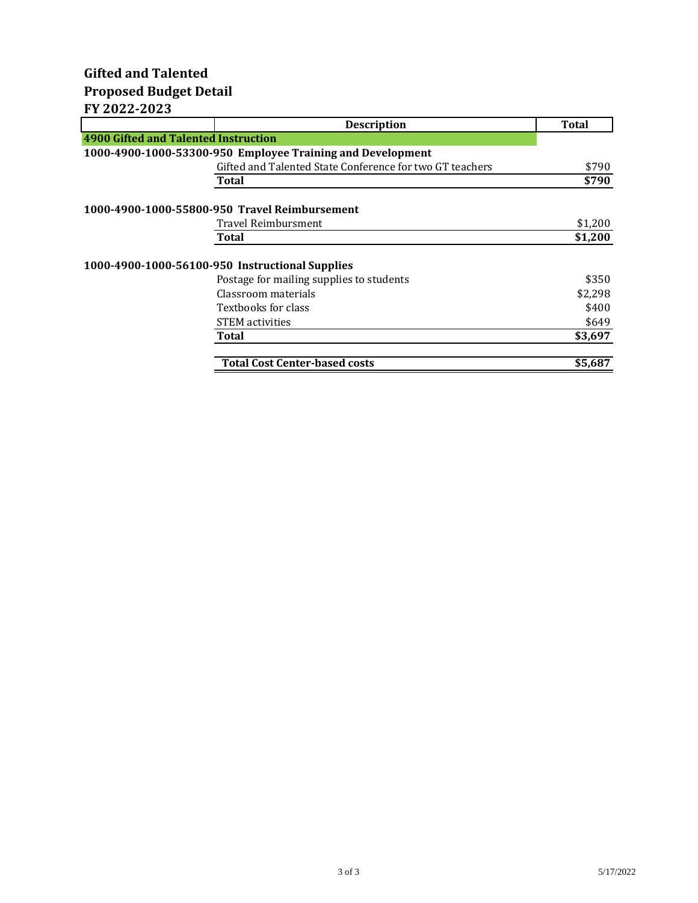# Gifted and Talented
# Proposed Budget Detail
# FY 2022-2023

| | Description | Total |
|---|---|---|
| **4900 Gifted and Talented Instruction** | | |
| **1000-4900-1000-53300-950 Employee Training and Development** | | |
| | Gifted and Talented State Conference for two GT teachers | $790 |
| | **Total** | **$790** |
| **1000-4900-1000-55800-950 Travel Reimbursement** | | |
| | Travel Reimbursment | $1,200 |
| | **Total** | **$1,200** |
| **1000-4900-1000-56100-950 Instructional Supplies** | | |
| | Postage for mailing supplies to students | $350 |
| | Classroom materials | $2,298 |
| | Textbooks for class | $400 |
| | STEM activities | $649 |
| | **Total** | **$3,697** |
| | **Total Cost Center-based costs** | **$5,687** |

5/17/2022